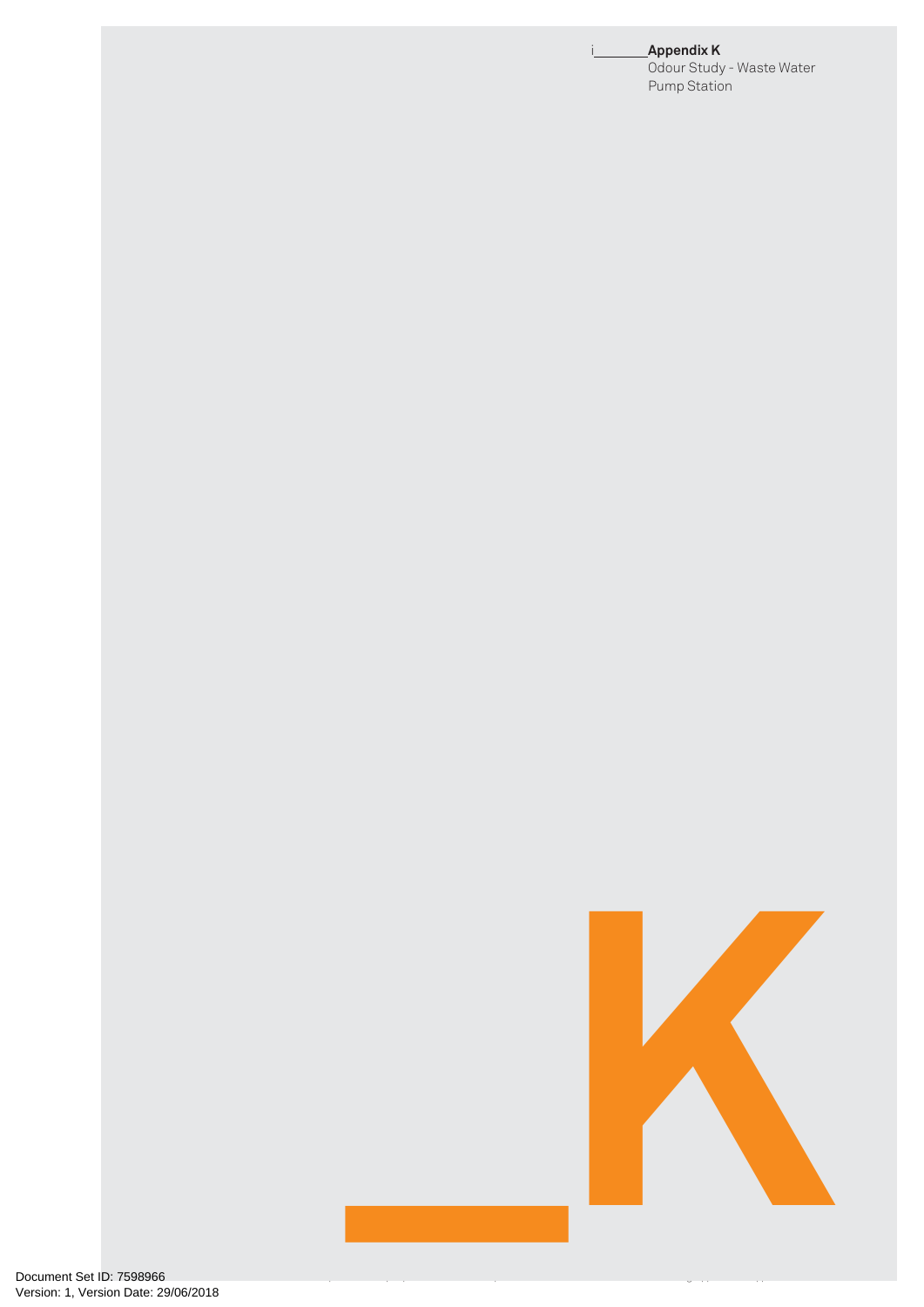# Appendix K

Odour Study - Waste Water Pump Station

_K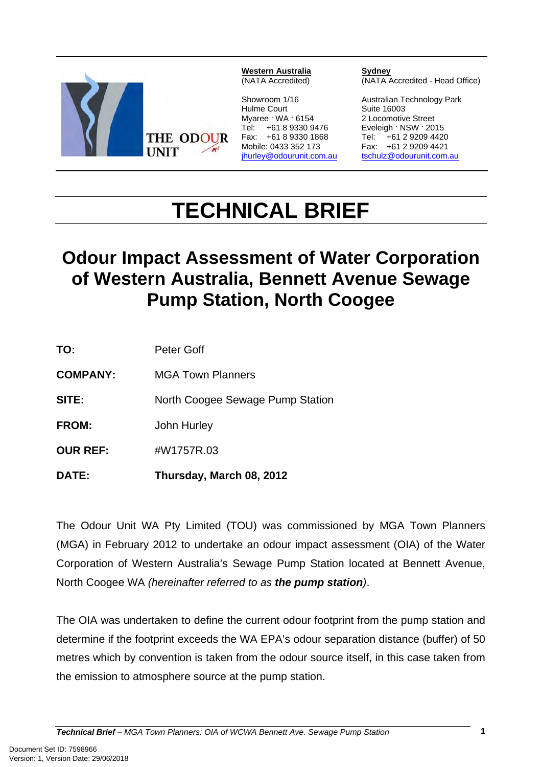Western Australia
(NATA Accredited)

Showroom 1/16
Hulme Court
Myaree · WA · 6154
Tel: +61 8 9330 9476
Fax: +61 8 9330 1868
Mobile: 0433 352 173
jhurley@odourunit.com.au

Sydney
(NATA Accredited - Head Office)

Australian Technology Park
Suite 16003
2 Locomotive Street
Eveleigh · NSW · 2015
Tel: +61 2 9209 4420
Fax: +61 2 9209 4421
tschulz@odourunit.com.au

# TECHNICAL BRIEF

## Odour Impact Assessment of Water Corporation of Western Australia, Bennett Avenue Sewage Pump Station, North Coogee

**TO:** Peter Goff

**COMPANY:** MGA Town Planners

**SITE:** North Coogee Sewage Pump Station

**FROM:** John Hurley

**OUR REF:** #W1757R.03

**DATE:** **Thursday, March 08, 2012**

The Odour Unit WA Pty Limited (TOU) was commissioned by MGA Town Planners (MGA) in February 2012 to undertake an odour impact assessment (OIA) of the Water Corporation of Western Australia's Sewage Pump Station located at Bennett Avenue, North Coogee WA *(hereinafter referred to as* ***the pump station****)*.

The OIA was undertaken to define the current odour footprint from the pump station and determine if the footprint exceeds the WA EPA's odour separation distance (buffer) of 50 metres which by convention is taken from the odour source itself, in this case taken from the emission to atmosphere source at the pump station.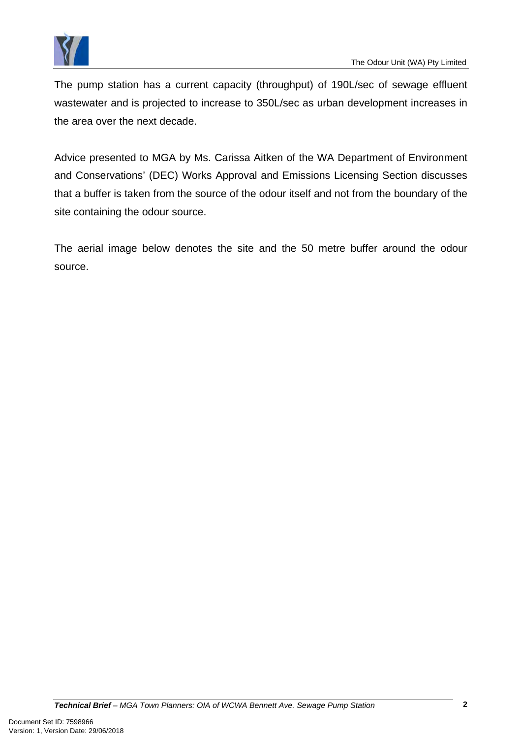The pump station has a current capacity (throughput) of 190L/sec of sewage effluent wastewater and is projected to increase to 350L/sec as urban development increases in the area over the next decade.

Advice presented to MGA by Ms. Carissa Aitken of the WA Department of Environment and Conservations' (DEC) Works Approval and Emissions Licensing Section discusses that a buffer is taken from the source of the odour itself and not from the boundary of the site containing the odour source.

The aerial image below denotes the site and the 50 metre buffer around the odour source.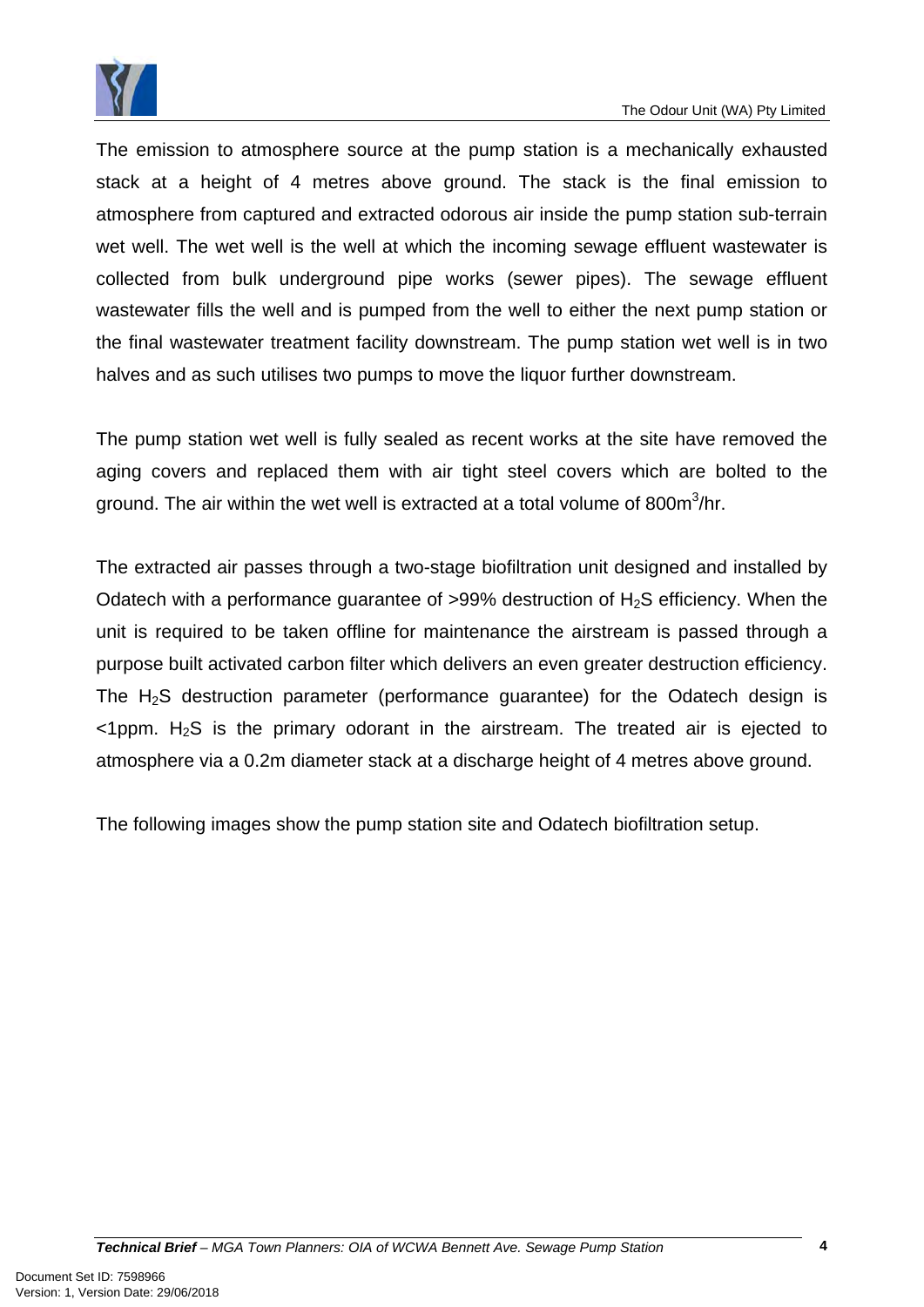The emission to atmosphere source at the pump station is a mechanically exhausted stack at a height of 4 metres above ground. The stack is the final emission to atmosphere from captured and extracted odorous air inside the pump station sub-terrain wet well. The wet well is the well at which the incoming sewage effluent wastewater is collected from bulk underground pipe works (sewer pipes). The sewage effluent wastewater fills the well and is pumped from the well to either the next pump station or the final wastewater treatment facility downstream. The pump station wet well is in two halves and as such utilises two pumps to move the liquor further downstream.

The pump station wet well is fully sealed as recent works at the site have removed the aging covers and replaced them with air tight steel covers which are bolted to the ground. The air within the wet well is extracted at a total volume of 800m$^3$/hr.

The extracted air passes through a two-stage biofiltration unit designed and installed by Odatech with a performance guarantee of >99% destruction of $H_2S$ efficiency. When the unit is required to be taken offline for maintenance the airstream is passed through a purpose built activated carbon filter which delivers an even greater destruction efficiency. The $H_2S$ destruction parameter (performance guarantee) for the Odatech design is <1ppm. $H_2S$ is the primary odorant in the airstream. The treated air is ejected to atmosphere via a 0.2m diameter stack at a discharge height of 4 metres above ground.

The following images show the pump station site and Odatech biofiltration setup.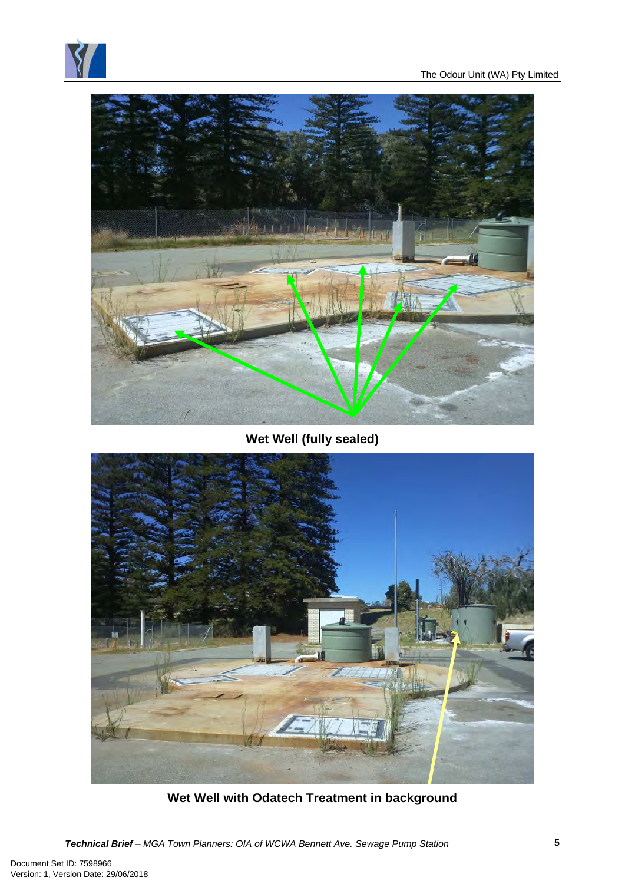Wet Well (fully sealed)

Wet Well with Odatech Treatment in background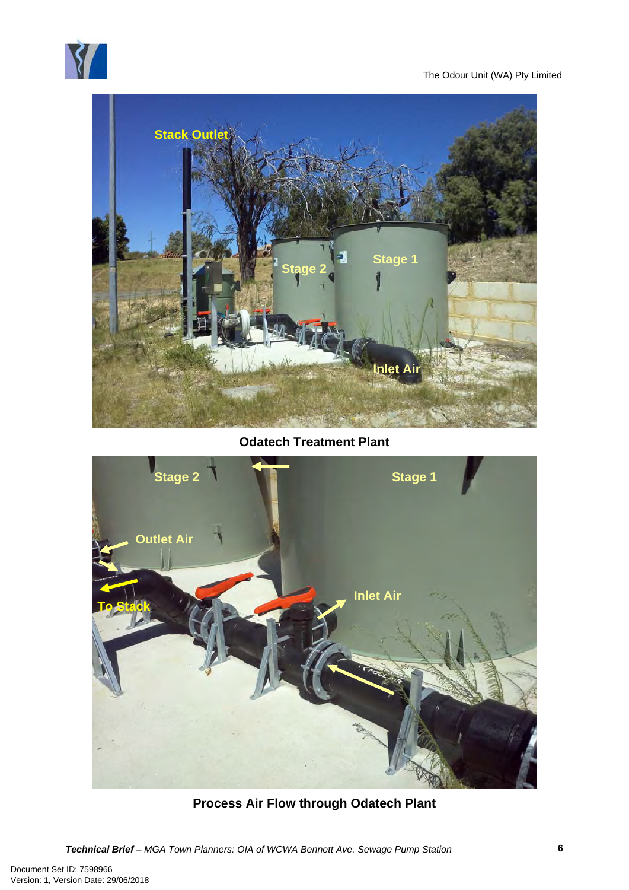Odatech Treatment Plant

Process Air Flow through Odatech Plant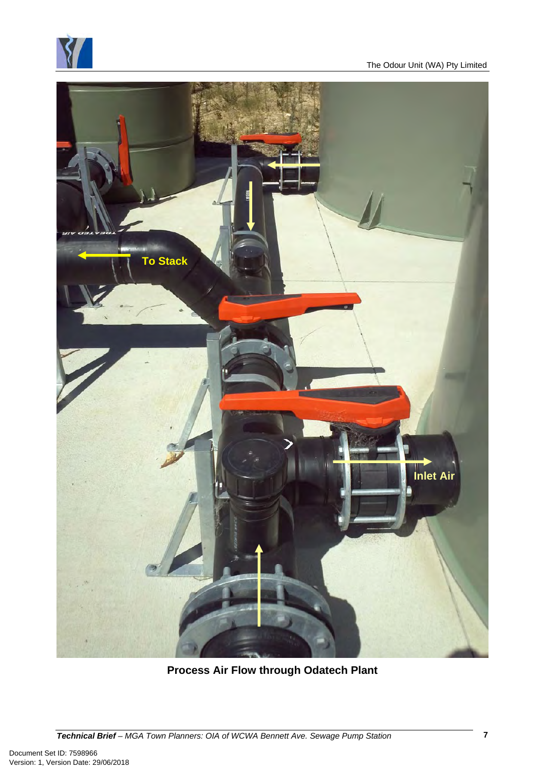Process Air Flow through Odatech Plant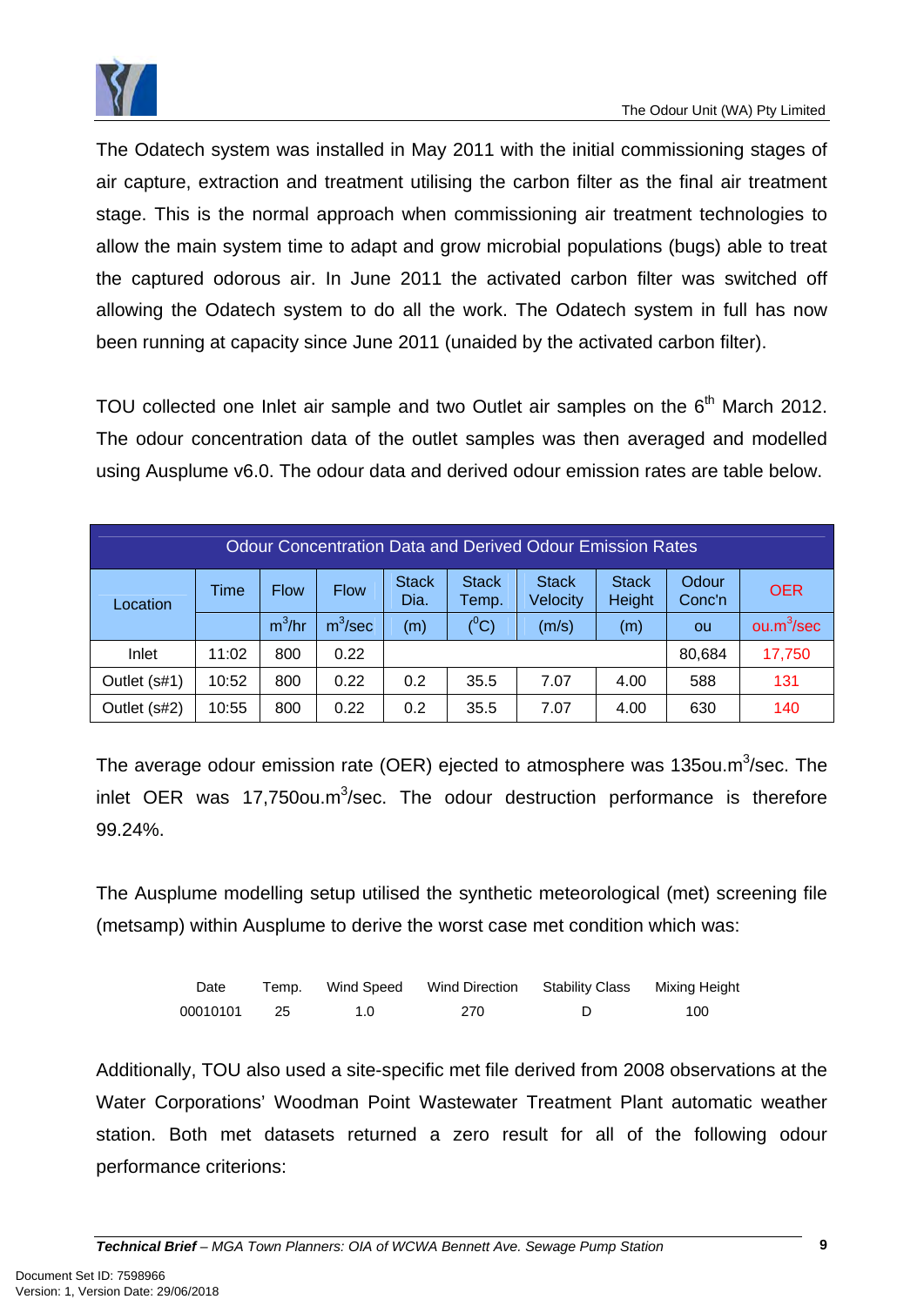The Odatech system was installed in May 2011 with the initial commissioning stages of air capture, extraction and treatment utilising the carbon filter as the final air treatment stage. This is the normal approach when commissioning air treatment technologies to allow the main system time to adapt and grow microbial populations (bugs) able to treat the captured odorous air. In June 2011 the activated carbon filter was switched off allowing the Odatech system to do all the work. The Odatech system in full has now been running at capacity since June 2011 (unaided by the activated carbon filter).

TOU collected one Inlet air sample and two Outlet air samples on the 6th March 2012. The odour concentration data of the outlet samples was then averaged and modelled using Ausplume v6.0. The odour data and derived odour emission rates are table below.

| Odour Concentration Data and Derived Odour Emission Rates | | | | | | | | | |
|---|---|---|---|---|---|---|---|---|---|
| Location | Time | Flow | Flow | Stack Dia. | Stack Temp. | Stack Velocity | Stack Height | Odour Conc'n | OER |
| | | $m^3$/hr | $m^3$/sec | (m) | ($^0$C) | (m/s) | (m) | ou | ou.$m^3$/sec |
| Inlet | 11:02 | 800 | 0.22 | | | | | 80,684 | 17,750 |
| Outlet (s#1) | 10:52 | 800 | 0.22 | 0.2 | 35.5 | 7.07 | 4.00 | 588 | 131 |
| Outlet (s#2) | 10:55 | 800 | 0.22 | 0.2 | 35.5 | 7.07 | 4.00 | 630 | 140 |

The average odour emission rate (OER) ejected to atmosphere was 135ou.$m^3$/sec. The inlet OER was 17,750ou.$m^3$/sec. The odour destruction performance is therefore 99.24%.

The Ausplume modelling setup utilised the synthetic meteorological (met) screening file (metsamp) within Ausplume to derive the worst case met condition which was:

| Date | Temp. | Wind Speed | Wind Direction | Stability Class | Mixing Height |
|---|---|---|---|---|---|
| 00010101 | 25 | 1.0 | 270 | D | 100 |

Additionally, TOU also used a site-specific met file derived from 2008 observations at the Water Corporations' Woodman Point Wastewater Treatment Plant automatic weather station. Both met datasets returned a zero result for all of the following odour performance criterions: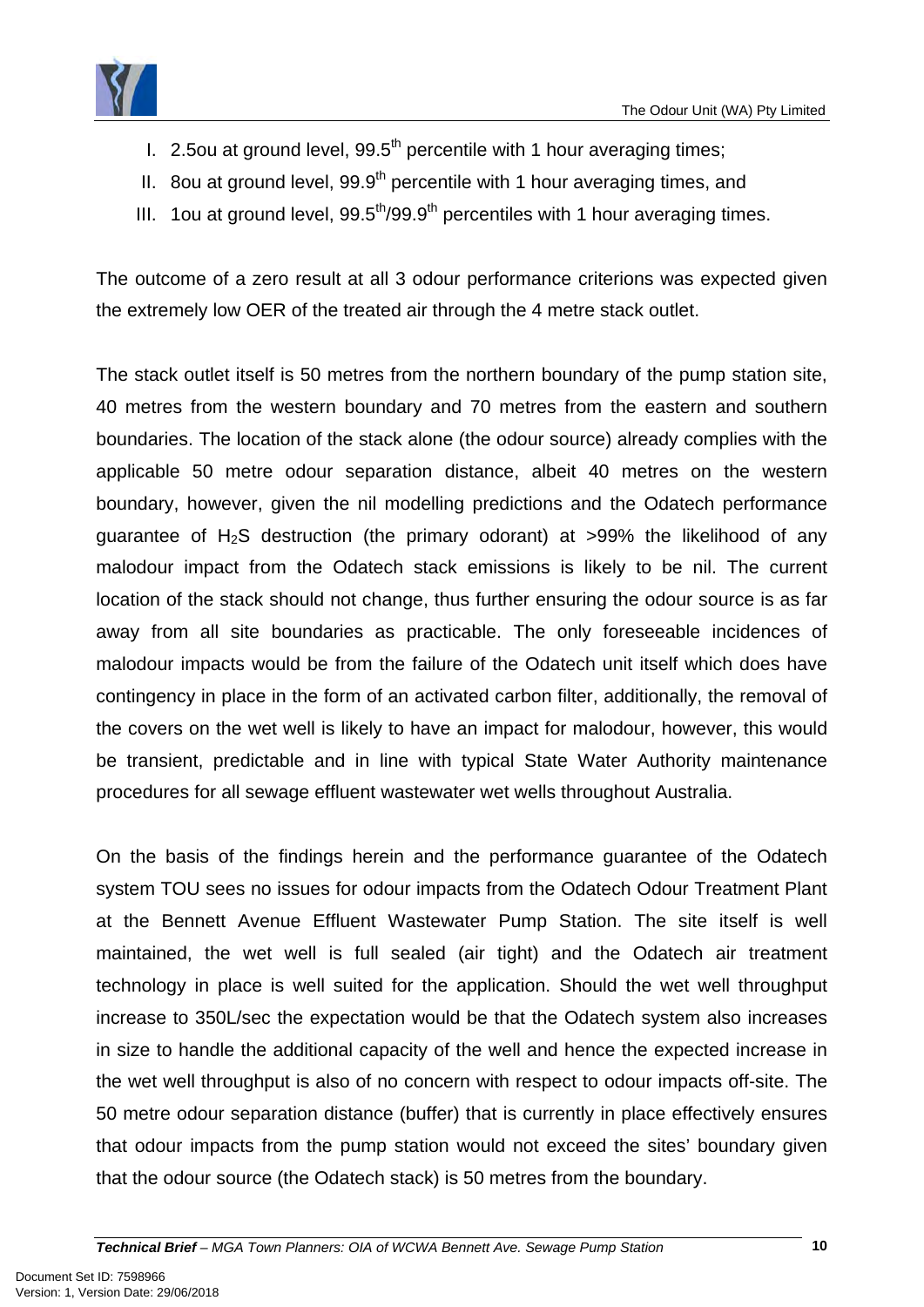I. 2.5ou at ground level, 99.5th percentile with 1 hour averaging times;

II. 8ou at ground level, 99.9th percentile with 1 hour averaging times, and

III. 1ou at ground level, 99.5th/99.9th percentiles with 1 hour averaging times.

The outcome of a zero result at all 3 odour performance criterions was expected given the extremely low OER of the treated air through the 4 metre stack outlet.

The stack outlet itself is 50 metres from the northern boundary of the pump station site, 40 metres from the western boundary and 70 metres from the eastern and southern boundaries. The location of the stack alone (the odour source) already complies with the applicable 50 metre odour separation distance, albeit 40 metres on the western boundary, however, given the nil modelling predictions and the Odatech performance guarantee of $H_2S$ destruction (the primary odorant) at >99% the likelihood of any malodour impact from the Odatech stack emissions is likely to be nil. The current location of the stack should not change, thus further ensuring the odour source is as far away from all site boundaries as practicable. The only foreseeable incidences of malodour impacts would be from the failure of the Odatech unit itself which does have contingency in place in the form of an activated carbon filter, additionally, the removal of the covers on the wet well is likely to have an impact for malodour, however, this would be transient, predictable and in line with typical State Water Authority maintenance procedures for all sewage effluent wastewater wet wells throughout Australia.

On the basis of the findings herein and the performance guarantee of the Odatech system TOU sees no issues for odour impacts from the Odatech Odour Treatment Plant at the Bennett Avenue Effluent Wastewater Pump Station. The site itself is well maintained, the wet well is full sealed (air tight) and the Odatech air treatment technology in place is well suited for the application. Should the wet well throughput increase to 350L/sec the expectation would be that the Odatech system also increases in size to handle the additional capacity of the well and hence the expected increase in the wet well throughput is also of no concern with respect to odour impacts off-site. The 50 metre odour separation distance (buffer) that is currently in place effectively ensures that odour impacts from the pump station would not exceed the sites' boundary given that the odour source (the Odatech stack) is 50 metres from the boundary.